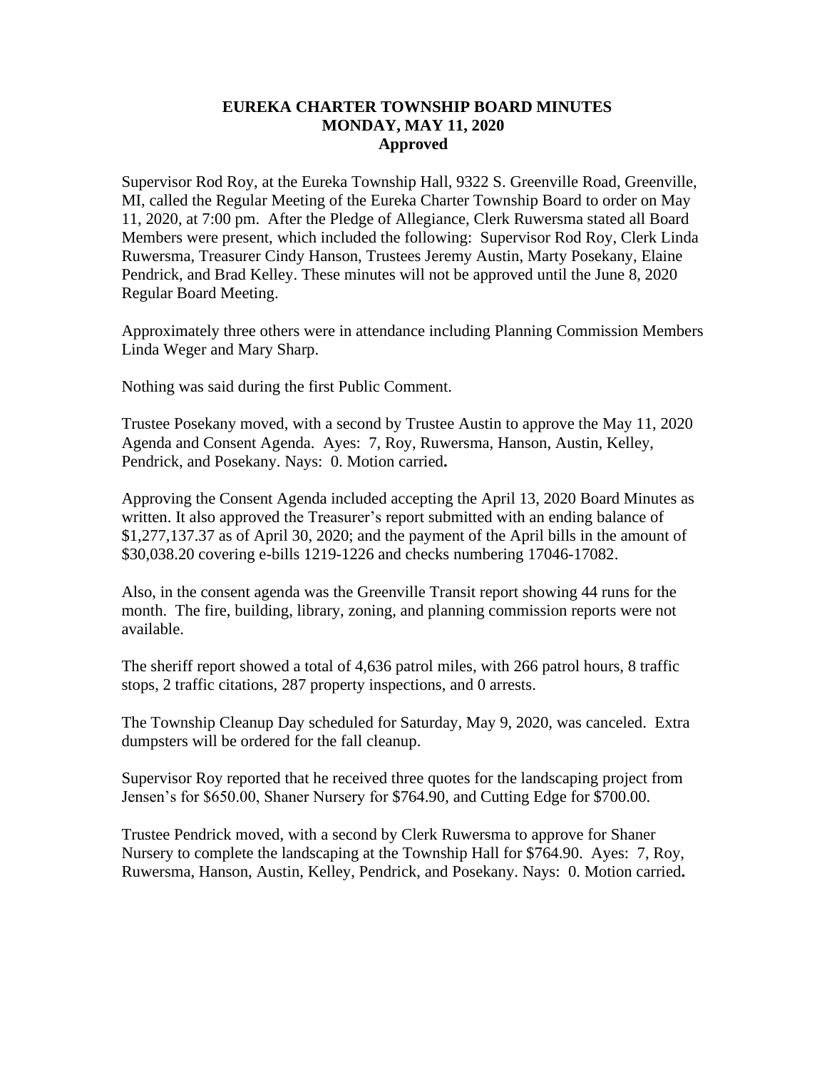# EUREKA CHARTER TOWNSHIP BOARD MINUTES
# MONDAY, MAY 11, 2020
# Approved

Supervisor Rod Roy, at the Eureka Township Hall, 9322 S. Greenville Road, Greenville, MI, called the Regular Meeting of the Eureka Charter Township Board to order on May 11, 2020, at 7:00 pm. After the Pledge of Allegiance, Clerk Ruwersma stated all Board Members were present, which included the following: Supervisor Rod Roy, Clerk Linda Ruwersma, Treasurer Cindy Hanson, Trustees Jeremy Austin, Marty Posekany, Elaine Pendrick, and Brad Kelley. These minutes will not be approved until the June 8, 2020 Regular Board Meeting.

Approximately three others were in attendance including Planning Commission Members Linda Weger and Mary Sharp.

Nothing was said during the first Public Comment.

Trustee Posekany moved, with a second by Trustee Austin to approve the May 11, 2020 Agenda and Consent Agenda. Ayes: 7, Roy, Ruwersma, Hanson, Austin, Kelley, Pendrick, and Posekany. Nays: 0. Motion carried**.**

Approving the Consent Agenda included accepting the April 13, 2020 Board Minutes as written. It also approved the Treasurer's report submitted with an ending balance of $1,277,137.37 as of April 30, 2020; and the payment of the April bills in the amount of $30,038.20 covering e-bills 1219-1226 and checks numbering 17046-17082.

Also, in the consent agenda was the Greenville Transit report showing 44 runs for the month. The fire, building, library, zoning, and planning commission reports were not available.

The sheriff report showed a total of 4,636 patrol miles, with 266 patrol hours, 8 traffic stops, 2 traffic citations, 287 property inspections, and 0 arrests.

The Township Cleanup Day scheduled for Saturday, May 9, 2020, was canceled. Extra dumpsters will be ordered for the fall cleanup.

Supervisor Roy reported that he received three quotes for the landscaping project from Jensen's for $650.00, Shaner Nursery for $764.90, and Cutting Edge for $700.00.

Trustee Pendrick moved, with a second by Clerk Ruwersma to approve for Shaner Nursery to complete the landscaping at the Township Hall for $764.90. Ayes: 7, Roy, Ruwersma, Hanson, Austin, Kelley, Pendrick, and Posekany. Nays: 0. Motion carried**.**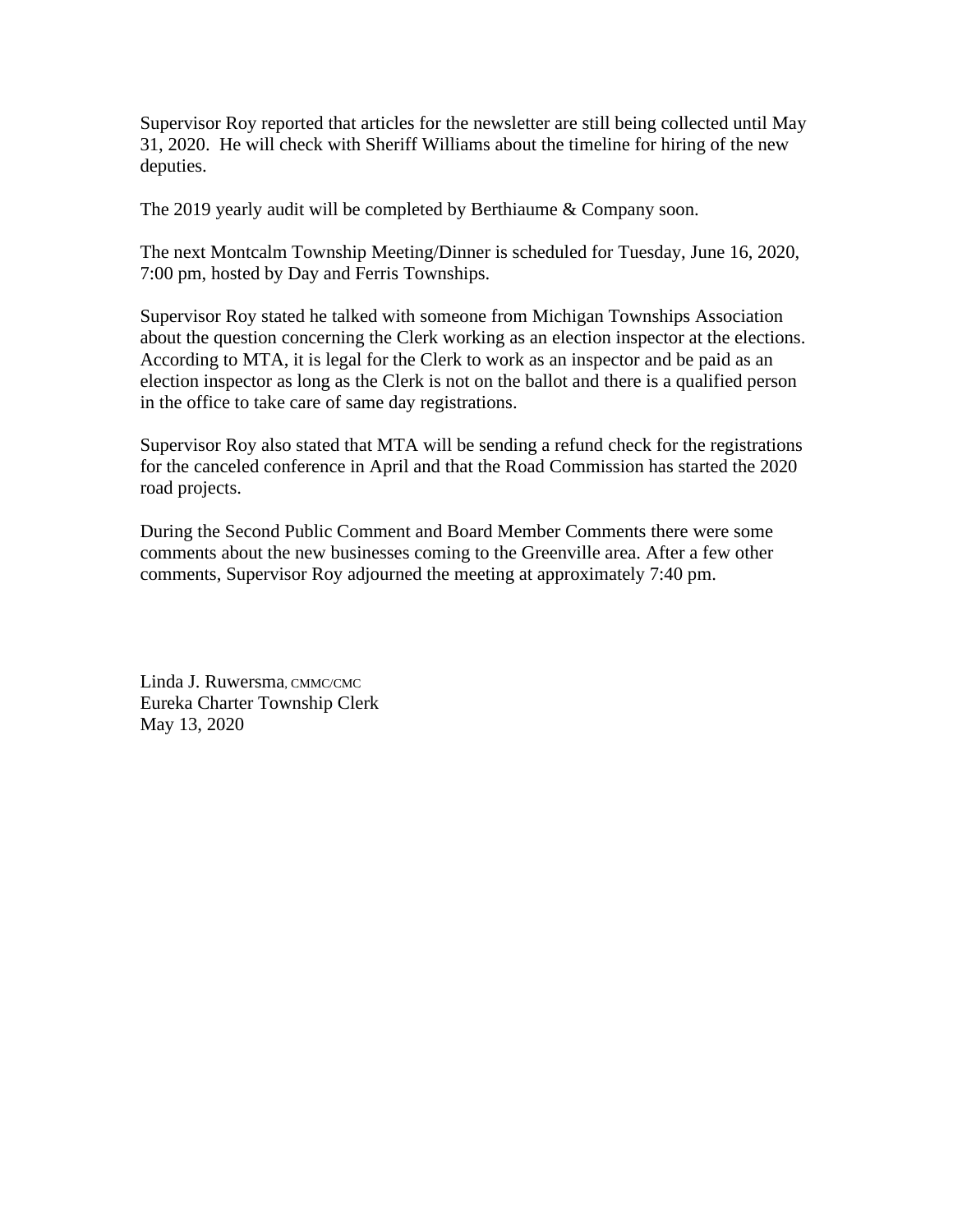Supervisor Roy reported that articles for the newsletter are still being collected until May 31, 2020. He will check with Sheriff Williams about the timeline for hiring of the new deputies.

The 2019 yearly audit will be completed by Berthiaume & Company soon.

The next Montcalm Township Meeting/Dinner is scheduled for Tuesday, June 16, 2020, 7:00 pm, hosted by Day and Ferris Townships.

Supervisor Roy stated he talked with someone from Michigan Townships Association about the question concerning the Clerk working as an election inspector at the elections. According to MTA, it is legal for the Clerk to work as an inspector and be paid as an election inspector as long as the Clerk is not on the ballot and there is a qualified person in the office to take care of same day registrations.

Supervisor Roy also stated that MTA will be sending a refund check for the registrations for the canceled conference in April and that the Road Commission has started the 2020 road projects.

During the Second Public Comment and Board Member Comments there were some comments about the new businesses coming to the Greenville area. After a few other comments, Supervisor Roy adjourned the meeting at approximately 7:40 pm.

Linda J. Ruwersma, CMMC/CMC
Eureka Charter Township Clerk
May 13, 2020